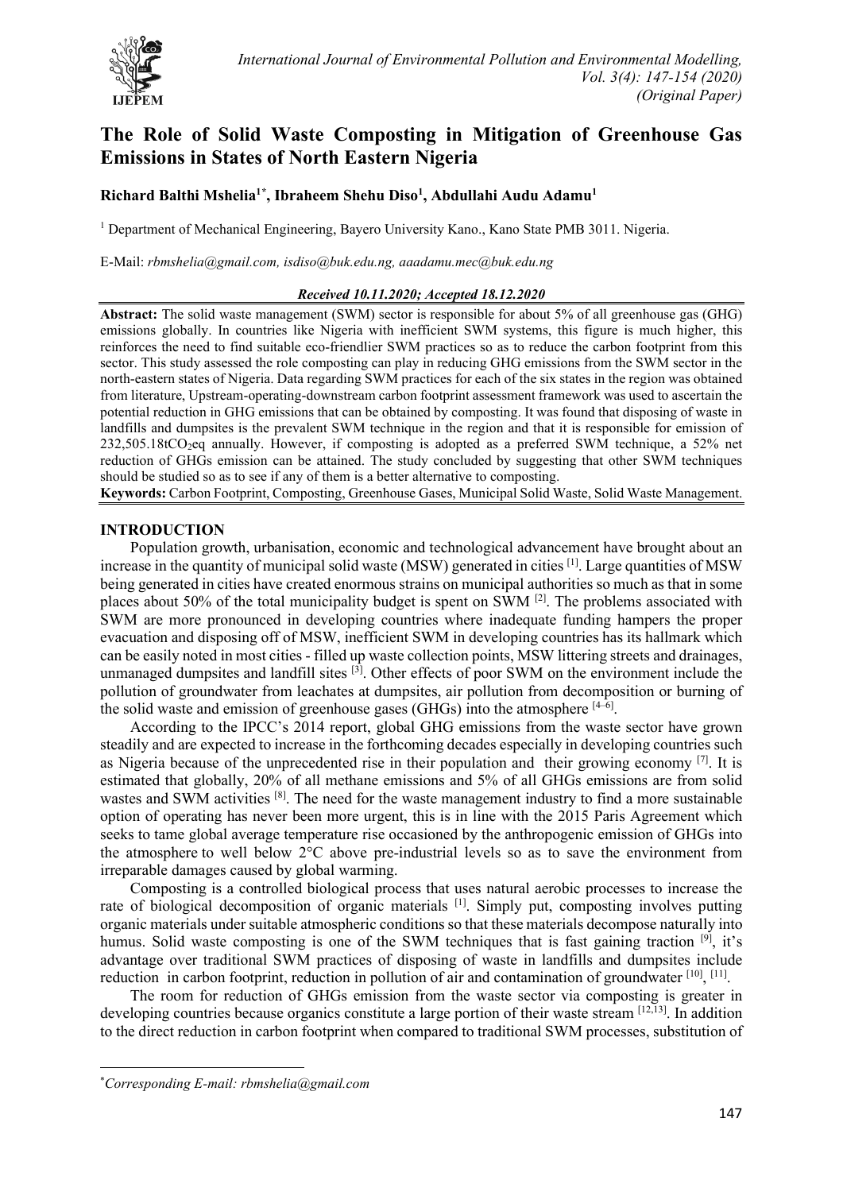# The Role of Solid Waste Composting in Mitigation of Greenhouse Gas Emissions in States of North Eastern Nigeria

**Richard Balthi Mshelia[1*], Ibraheem Shehu Diso[1], Abdullahi Audu Adamu[1]**

[1] Department of Mechanical Engineering, Bayero University Kano., Kano State PMB 3011. Nigeria.

E-Mail: *rbmshelia@gmail.com, isdiso@buk.edu.ng, aaadamu.mec@buk.edu.ng*

***Received 10.11.2020; Accepted 18.12.2020***

**Abstract:** The solid waste management (SWM) sector is responsible for about 5% of all greenhouse gas (GHG) emissions globally. In countries like Nigeria with inefficient SWM systems, this figure is much higher, this reinforces the need to find suitable eco-friendlier SWM practices so as to reduce the carbon footprint from this sector. This study assessed the role composting can play in reducing GHG emissions from the SWM sector in the north-eastern states of Nigeria. Data regarding SWM practices for each of the six states in the region was obtained from literature, Upstream-operating-downstream carbon footprint assessment framework was used to ascertain the potential reduction in GHG emissions that can be obtained by composting. It was found that disposing of waste in landfills and dumpsites is the prevalent SWM technique in the region and that it is responsible for emission of 232,505.18t$CO_2$eq annually. However, if composting is adopted as a preferred SWM technique, a 52% net reduction of GHGs emission can be attained. The study concluded by suggesting that other SWM techniques should be studied so as to see if any of them is a better alternative to composting.

**Keywords:** Carbon Footprint, Composting, Greenhouse Gases, Municipal Solid Waste, Solid Waste Management.

## INTRODUCTION

Population growth, urbanisation, economic and technological advancement have brought about an increase in the quantity of municipal solid waste (MSW) generated in cities [1]. Large quantities of MSW being generated in cities have created enormous strains on municipal authorities so much as that in some places about 50% of the total municipality budget is spent on SWM [2]. The problems associated with SWM are more pronounced in developing countries where inadequate funding hampers the proper evacuation and disposing off of MSW, inefficient SWM in developing countries has its hallmark which can be easily noted in most cities - filled up waste collection points, MSW littering streets and drainages, unmanaged dumpsites and landfill sites [3]. Other effects of poor SWM on the environment include the pollution of groundwater from leachates at dumpsites, air pollution from decomposition or burning of the solid waste and emission of greenhouse gases (GHGs) into the atmosphere [4–6].

According to the IPCC's 2014 report, global GHG emissions from the waste sector have grown steadily and are expected to increase in the forthcoming decades especially in developing countries such as Nigeria because of the unprecedented rise in their population and their growing economy [7]. It is estimated that globally, 20% of all methane emissions and 5% of all GHGs emissions are from solid wastes and SWM activities [8]. The need for the waste management industry to find a more sustainable option of operating has never been more urgent, this is in line with the 2015 Paris Agreement which seeks to tame global average temperature rise occasioned by the anthropogenic emission of GHGs into the atmosphere to well below 2°C above pre-industrial levels so as to save the environment from irreparable damages caused by global warming.

Composting is a controlled biological process that uses natural aerobic processes to increase the rate of biological decomposition of organic materials [1]. Simply put, composting involves putting organic materials under suitable atmospheric conditions so that these materials decompose naturally into humus. Solid waste composting is one of the SWM techniques that is fast gaining traction [9], it's advantage over traditional SWM practices of disposing of waste in landfills and dumpsites include reduction in carbon footprint, reduction in pollution of air and contamination of groundwater [10], [11].

The room for reduction of GHGs emission from the waste sector via composting is greater in developing countries because organics constitute a large portion of their waste stream [12,13]. In addition to the direct reduction in carbon footprint when compared to traditional SWM processes, substitution of

---

*Corresponding E-mail: rbmshelia@gmail.com*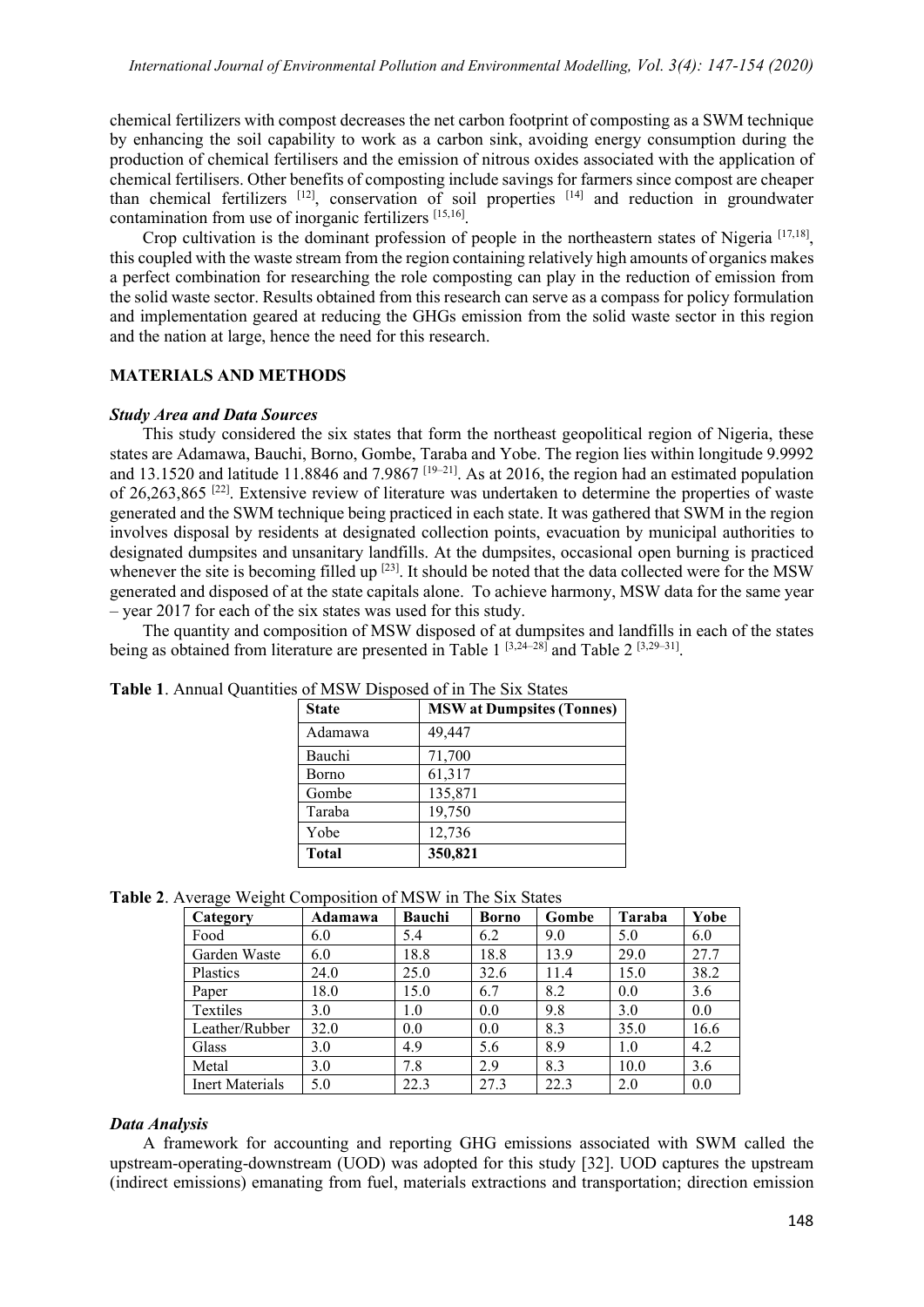chemical fertilizers with compost decreases the net carbon footprint of composting as a SWM technique by enhancing the soil capability to work as a carbon sink, avoiding energy consumption during the production of chemical fertilisers and the emission of nitrous oxides associated with the application of chemical fertilisers. Other benefits of composting include savings for farmers since compost are cheaper than chemical fertilizers [12], conservation of soil properties [14] and reduction in groundwater contamination from use of inorganic fertilizers [15,16].

Crop cultivation is the dominant profession of people in the northeastern states of Nigeria [17,18], this coupled with the waste stream from the region containing relatively high amounts of organics makes a perfect combination for researching the role composting can play in the reduction of emission from the solid waste sector. Results obtained from this research can serve as a compass for policy formulation and implementation geared at reducing the GHGs emission from the solid waste sector in this region and the nation at large, hence the need for this research.

## MATERIALS AND METHODS

### *Study Area and Data Sources*

This study considered the six states that form the northeast geopolitical region of Nigeria, these states are Adamawa, Bauchi, Borno, Gombe, Taraba and Yobe. The region lies within longitude 9.9992 and 13.1520 and latitude 11.8846 and 7.9867 [19–21]. As at 2016, the region had an estimated population of 26,263,865 [22]. Extensive review of literature was undertaken to determine the properties of waste generated and the SWM technique being practiced in each state. It was gathered that SWM in the region involves disposal by residents at designated collection points, evacuation by municipal authorities to designated dumpsites and unsanitary landfills. At the dumpsites, occasional open burning is practiced whenever the site is becoming filled up [23]. It should be noted that the data collected were for the MSW generated and disposed of at the state capitals alone. To achieve harmony, MSW data for the same year – year 2017 for each of the six states was used for this study.

The quantity and composition of MSW disposed of at dumpsites and landfills in each of the states being as obtained from literature are presented in Table 1 [3,24–28] and Table 2 [3,29–31].

**Table 1**. Annual Quantities of MSW Disposed of in The Six States

| State | MSW at Dumpsites (Tonnes) |
|---|---|
| Adamawa | 49,447 |
| Bauchi | 71,700 |
| Borno | 61,317 |
| Gombe | 135,871 |
| Taraba | 19,750 |
| Yobe | 12,736 |
| **Total** | **350,821** |

**Table 2**. Average Weight Composition of MSW in The Six States

| Category | Adamawa | Bauchi | Borno | Gombe | Taraba | Yobe |
|---|---|---|---|---|---|---|
| Food | 6.0 | 5.4 | 6.2 | 9.0 | 5.0 | 6.0 |
| Garden Waste | 6.0 | 18.8 | 18.8 | 13.9 | 29.0 | 27.7 |
| Plastics | 24.0 | 25.0 | 32.6 | 11.4 | 15.0 | 38.2 |
| Paper | 18.0 | 15.0 | 6.7 | 8.2 | 0.0 | 3.6 |
| Textiles | 3.0 | 1.0 | 0.0 | 9.8 | 3.0 | 0.0 |
| Leather/Rubber | 32.0 | 0.0 | 0.0 | 8.3 | 35.0 | 16.6 |
| Glass | 3.0 | 4.9 | 5.6 | 8.9 | 1.0 | 4.2 |
| Metal | 3.0 | 7.8 | 2.9 | 8.3 | 10.0 | 3.6 |
| Inert Materials | 5.0 | 22.3 | 27.3 | 22.3 | 2.0 | 0.0 |

### *Data Analysis*

A framework for accounting and reporting GHG emissions associated with SWM called the upstream-operating-downstream (UOD) was adopted for this study [32]. UOD captures the upstream (indirect emissions) emanating from fuel, materials extractions and transportation; direction emission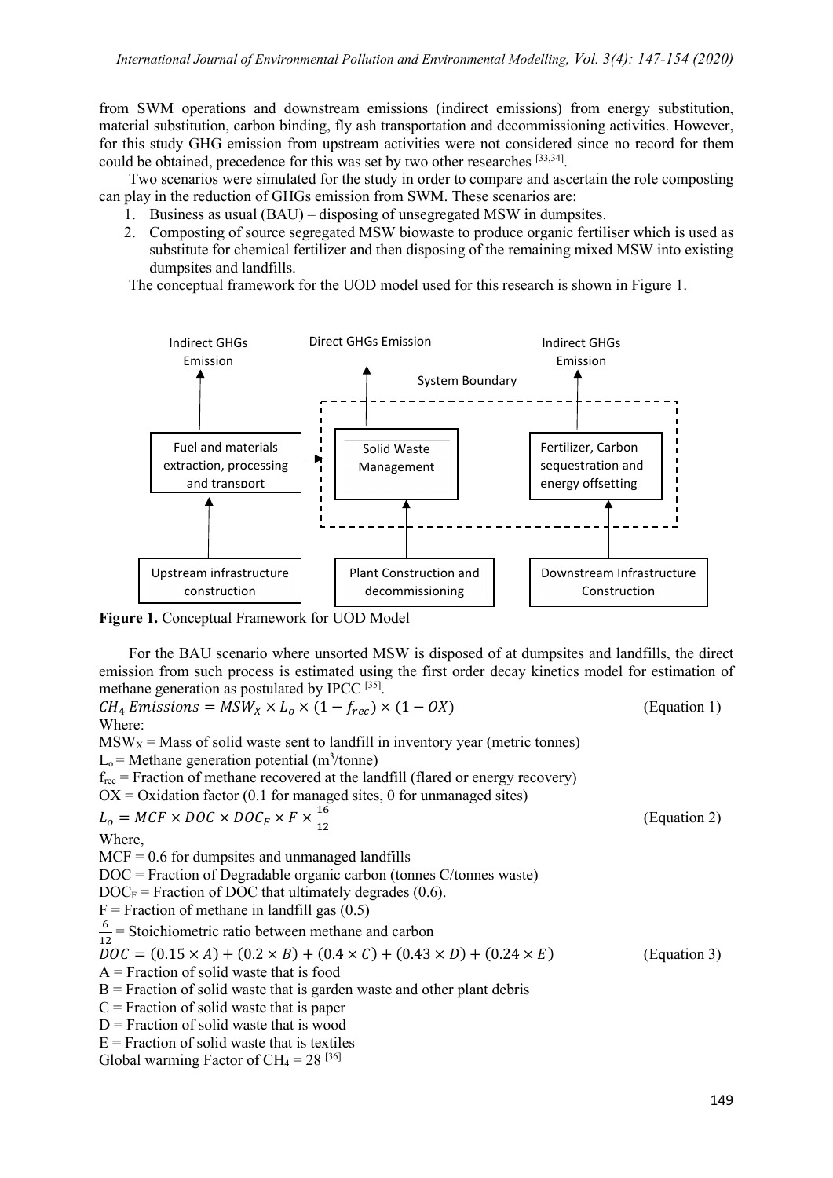from SWM operations and downstream emissions (indirect emissions) from energy substitution, material substitution, carbon binding, fly ash transportation and decommissioning activities. However, for this study GHG emission from upstream activities were not considered since no record for them could be obtained, precedence for this was set by two other researches [33,34].

Two scenarios were simulated for the study in order to compare and ascertain the role composting can play in the reduction of GHGs emission from SWM. These scenarios are:

1. Business as usual (BAU) – disposing of unsegregated MSW in dumpsites.
2. Composting of source segregated MSW biowaste to produce organic fertiliser which is used as substitute for chemical fertilizer and then disposing of the remaining mixed MSW into existing dumpsites and landfills.

The conceptual framework for the UOD model used for this research is shown in Figure 1.

**Figure 1.** Conceptual Framework for UOD Model

For the BAU scenario where unsorted MSW is disposed of at dumpsites and landfills, the direct emission from such process is estimated using the first order decay kinetics model for estimation of methane generation as postulated by IPCC [35].

$$CH_4\ Emissions = MSW_X \times L_o \times (1 - f_{rec}) \times (1 - OX) \quad \text{(Equation 1)}$$

Where:

$MSW_X$ = Mass of solid waste sent to landfill in inventory year (metric tonnes)

$L_o$ = Methane generation potential ($m^3$/tonne)

$f_{rec}$ = Fraction of methane recovered at the landfill (flared or energy recovery)

$OX$ = Oxidation factor (0.1 for managed sites, 0 for unmanaged sites)

$$L_o = MCF \times DOC \times DOC_F \times F \times \frac{16}{12} \quad \text{(Equation 2)}$$

Where,

$MCF$ = 0.6 for dumpsites and unmanaged landfills

$DOC$ = Fraction of Degradable organic carbon (tonnes C/tonnes waste)

$DOC_F$ = Fraction of DOC that ultimately degrades (0.6).

$F$ = Fraction of methane in landfill gas (0.5)

$\frac{6}{12}$ = Stoichiometric ratio between methane and carbon

$$DOC = (0.15 \times A) + (0.2 \times B) + (0.4 \times C) + (0.43 \times D) + (0.24 \times E) \quad \text{(Equation 3)}$$

$A$ = Fraction of solid waste that is food

$B$ = Fraction of solid waste that is garden waste and other plant debris

$C$ = Fraction of solid waste that is paper

$D$ = Fraction of solid waste that is wood

$E$ = Fraction of solid waste that is textiles

Global warming Factor of $CH_4$ = 28 [36]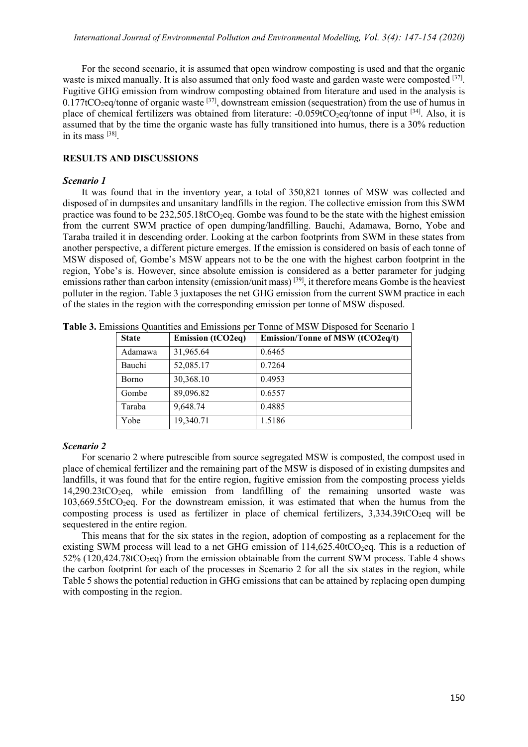For the second scenario, it is assumed that open windrow composting is used and that the organic waste is mixed manually. It is also assumed that only food waste and garden waste were composted [37]. Fugitive GHG emission from windrow composting obtained from literature and used in the analysis is 0.177t$CO_2$eq/tonne of organic waste [37], downstream emission (sequestration) from the use of humus in place of chemical fertilizers was obtained from literature: -0.059t$CO_2$eq/tonne of input [34]. Also, it is assumed that by the time the organic waste has fully transitioned into humus, there is a 30% reduction in its mass [38].

## RESULTS AND DISCUSSIONS

### *Scenario 1*

It was found that in the inventory year, a total of 350,821 tonnes of MSW was collected and disposed of in dumpsites and unsanitary landfills in the region. The collective emission from this SWM practice was found to be 232,505.18t$CO_2$eq. Gombe was found to be the state with the highest emission from the current SWM practice of open dumping/landfilling. Bauchi, Adamawa, Borno, Yobe and Taraba trailed it in descending order. Looking at the carbon footprints from SWM in these states from another perspective, a different picture emerges. If the emission is considered on basis of each tonne of MSW disposed of, Gombe's MSW appears not to be the one with the highest carbon footprint in the region, Yobe's is. However, since absolute emission is considered as a better parameter for judging emissions rather than carbon intensity (emission/unit mass) [39], it therefore means Gombe is the heaviest polluter in the region. Table 3 juxtaposes the net GHG emission from the current SWM practice in each of the states in the region with the corresponding emission per tonne of MSW disposed.

**Table 3.** Emissions Quantities and Emissions per Tonne of MSW Disposed for Scenario 1

| State | Emission (tCO2eq) | Emission/Tonne of MSW (tCO2eq/t) |
|---|---|---|
| Adamawa | 31,965.64 | 0.6465 |
| Bauchi | 52,085.17 | 0.7264 |
| Borno | 30,368.10 | 0.4953 |
| Gombe | 89,096.82 | 0.6557 |
| Taraba | 9,648.74 | 0.4885 |
| Yobe | 19,340.71 | 1.5186 |

### *Scenario 2*

For scenario 2 where putrescible from source segregated MSW is composted, the compost used in place of chemical fertilizer and the remaining part of the MSW is disposed of in existing dumpsites and landfills, it was found that for the entire region, fugitive emission from the composting process yields 14,290.23t$CO_2$eq, while emission from landfilling of the remaining unsorted waste was 103,669.55t$CO_2$eq. For the downstream emission, it was estimated that when the humus from the composting process is used as fertilizer in place of chemical fertilizers, 3,334.39t$CO_2$eq will be sequestered in the entire region.

This means that for the six states in the region, adoption of composting as a replacement for the existing SWM process will lead to a net GHG emission of 114,625.40t$CO_2$eq. This is a reduction of 52% (120,424.78t$CO_2$eq) from the emission obtainable from the current SWM process. Table 4 shows the carbon footprint for each of the processes in Scenario 2 for all the six states in the region, while Table 5 shows the potential reduction in GHG emissions that can be attained by replacing open dumping with composting in the region.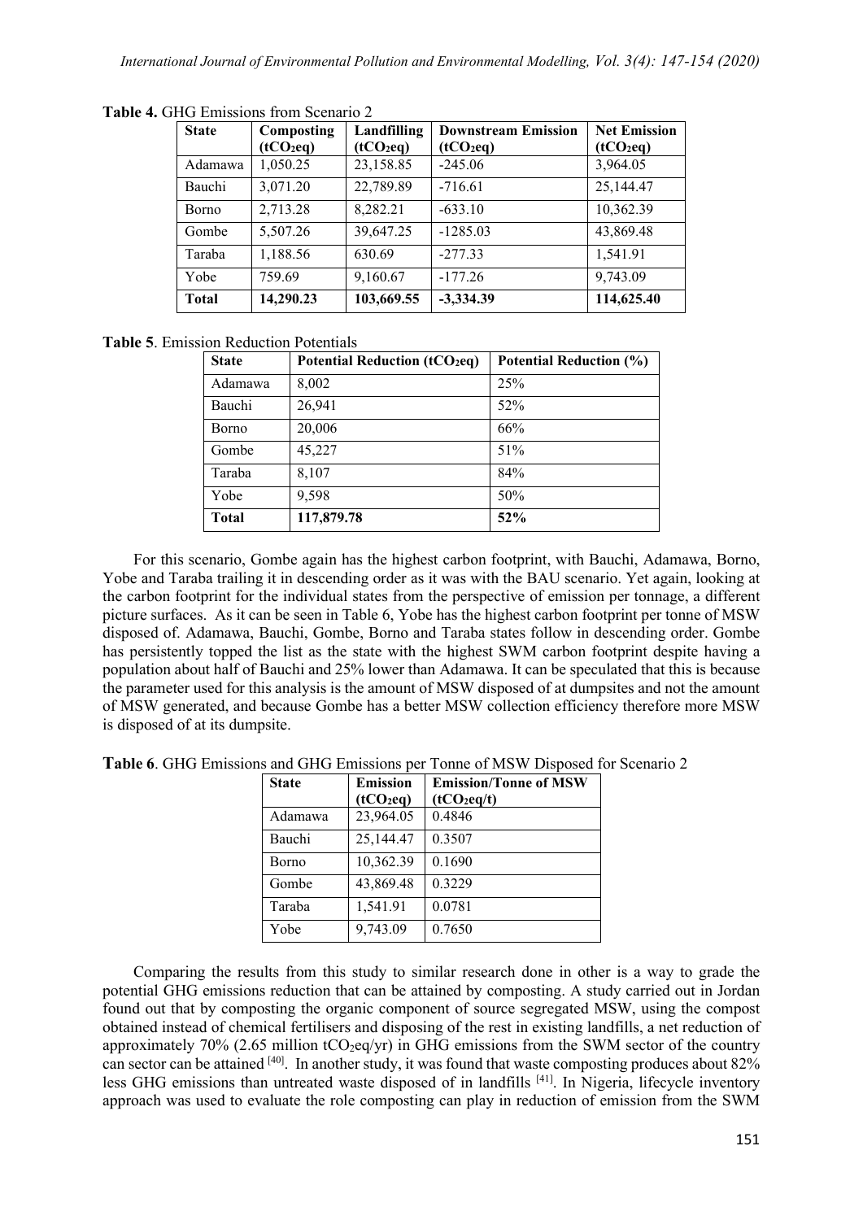**Table 4.** GHG Emissions from Scenario 2

| State | Composting ($tCO_2eq$) | Landfilling ($tCO_2eq$) | Downstream Emission ($tCO_2eq$) | Net Emission ($tCO_2eq$) |
|---|---|---|---|---|
| Adamawa | 1,050.25 | 23,158.85 | -245.06 | 3,964.05 |
| Bauchi | 3,071.20 | 22,789.89 | -716.61 | 25,144.47 |
| Borno | 2,713.28 | 8,282.21 | -633.10 | 10,362.39 |
| Gombe | 5,507.26 | 39,647.25 | -1285.03 | 43,869.48 |
| Taraba | 1,188.56 | 630.69 | -277.33 | 1,541.91 |
| Yobe | 759.69 | 9,160.67 | -177.26 | 9,743.09 |
| **Total** | **14,290.23** | **103,669.55** | **-3,334.39** | **114,625.40** |

**Table 5**. Emission Reduction Potentials

| State | Potential Reduction ($tCO_2eq$) | Potential Reduction (%) |
|---|---|---|
| Adamawa | 8,002 | 25% |
| Bauchi | 26,941 | 52% |
| Borno | 20,006 | 66% |
| Gombe | 45,227 | 51% |
| Taraba | 8,107 | 84% |
| Yobe | 9,598 | 50% |
| **Total** | **117,879.78** | **52%** |

For this scenario, Gombe again has the highest carbon footprint, with Bauchi, Adamawa, Borno, Yobe and Taraba trailing it in descending order as it was with the BAU scenario. Yet again, looking at the carbon footprint for the individual states from the perspective of emission per tonnage, a different picture surfaces. As it can be seen in Table 6, Yobe has the highest carbon footprint per tonne of MSW disposed of. Adamawa, Bauchi, Gombe, Borno and Taraba states follow in descending order. Gombe has persistently topped the list as the state with the highest SWM carbon footprint despite having a population about half of Bauchi and 25% lower than Adamawa. It can be speculated that this is because the parameter used for this analysis is the amount of MSW disposed of at dumpsites and not the amount of MSW generated, and because Gombe has a better MSW collection efficiency therefore more MSW is disposed of at its dumpsite.

**Table 6**. GHG Emissions and GHG Emissions per Tonne of MSW Disposed for Scenario 2

| State | Emission ($tCO_2eq$) | Emission/Tonne of MSW ($tCO_2eq/t$) |
|---|---|---|
| Adamawa | 23,964.05 | 0.4846 |
| Bauchi | 25,144.47 | 0.3507 |
| Borno | 10,362.39 | 0.1690 |
| Gombe | 43,869.48 | 0.3229 |
| Taraba | 1,541.91 | 0.0781 |
| Yobe | 9,743.09 | 0.7650 |

Comparing the results from this study to similar research done in other is a way to grade the potential GHG emissions reduction that can be attained by composting. A study carried out in Jordan found out that by composting the organic component of source segregated MSW, using the compost obtained instead of chemical fertilisers and disposing of the rest in existing landfills, a net reduction of approximately 70% (2.65 million $tCO_2eq/yr$) in GHG emissions from the SWM sector of the country can sector can be attained [40]. In another study, it was found that waste composting produces about 82% less GHG emissions than untreated waste disposed of in landfills [41]. In Nigeria, lifecycle inventory approach was used to evaluate the role composting can play in reduction of emission from the SWM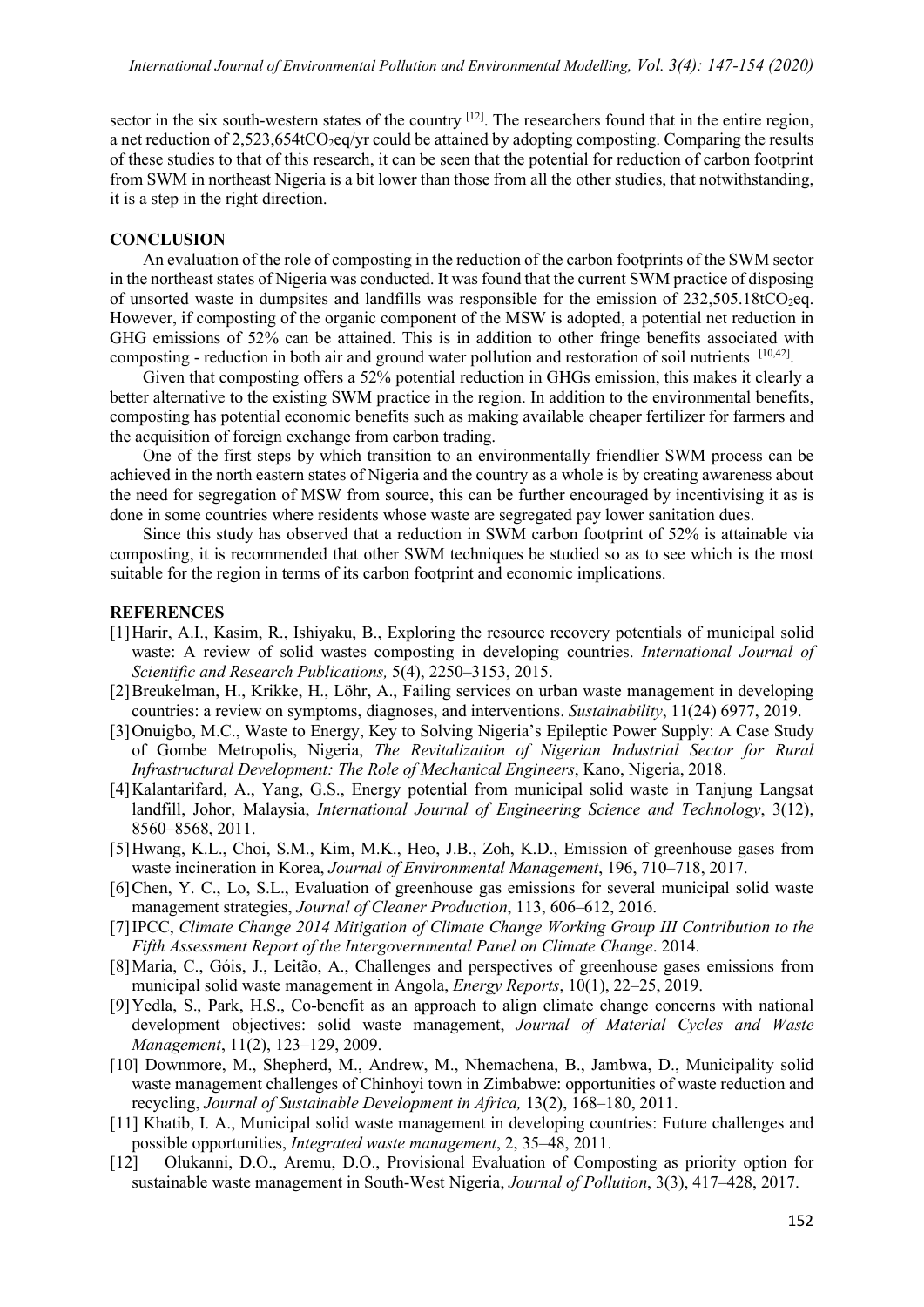sector in the six south-western states of the country [12]. The researchers found that in the entire region, a net reduction of 2,523,654t$CO_2$eq/yr could be attained by adopting composting. Comparing the results of these studies to that of this research, it can be seen that the potential for reduction of carbon footprint from SWM in northeast Nigeria is a bit lower than those from all the other studies, that notwithstanding, it is a step in the right direction.

## CONCLUSION

An evaluation of the role of composting in the reduction of the carbon footprints of the SWM sector in the northeast states of Nigeria was conducted. It was found that the current SWM practice of disposing of unsorted waste in dumpsites and landfills was responsible for the emission of 232,505.18t$CO_2$eq. However, if composting of the organic component of the MSW is adopted, a potential net reduction in GHG emissions of 52% can be attained. This is in addition to other fringe benefits associated with composting - reduction in both air and ground water pollution and restoration of soil nutrients [10,42].

Given that composting offers a 52% potential reduction in GHGs emission, this makes it clearly a better alternative to the existing SWM practice in the region. In addition to the environmental benefits, composting has potential economic benefits such as making available cheaper fertilizer for farmers and the acquisition of foreign exchange from carbon trading.

One of the first steps by which transition to an environmentally friendlier SWM process can be achieved in the north eastern states of Nigeria and the country as a whole is by creating awareness about the need for segregation of MSW from source, this can be further encouraged by incentivising it as is done in some countries where residents whose waste are segregated pay lower sanitation dues.

Since this study has observed that a reduction in SWM carbon footprint of 52% is attainable via composting, it is recommended that other SWM techniques be studied so as to see which is the most suitable for the region in terms of its carbon footprint and economic implications.

## REFERENCES

[1] Harir, A.I., Kasim, R., Ishiyaku, B., Exploring the resource recovery potentials of municipal solid waste: A review of solid wastes composting in developing countries. *International Journal of Scientific and Research Publications,* 5(4), 2250–3153, 2015.

[2] Breukelman, H., Krikke, H., Löhr, A., Failing services on urban waste management in developing countries: a review on symptoms, diagnoses, and interventions. *Sustainability*, 11(24) 6977, 2019.

[3] Onuigbo, M.C., Waste to Energy, Key to Solving Nigeria's Epileptic Power Supply: A Case Study of Gombe Metropolis, Nigeria, *The Revitalization of Nigerian Industrial Sector for Rural Infrastructural Development: The Role of Mechanical Engineers*, Kano, Nigeria, 2018.

[4] Kalantarifard, A., Yang, G.S., Energy potential from municipal solid waste in Tanjung Langsat landfill, Johor, Malaysia, *International Journal of Engineering Science and Technology*, 3(12), 8560–8568, 2011.

[5] Hwang, K.L., Choi, S.M., Kim, M.K., Heo, J.B., Zoh, K.D., Emission of greenhouse gases from waste incineration in Korea, *Journal of Environmental Management*, 196, 710–718, 2017.

[6] Chen, Y. C., Lo, S.L., Evaluation of greenhouse gas emissions for several municipal solid waste management strategies, *Journal of Cleaner Production*, 113, 606–612, 2016.

[7] IPCC, *Climate Change 2014 Mitigation of Climate Change Working Group III Contribution to the Fifth Assessment Report of the Intergovernmental Panel on Climate Change*. 2014.

[8] Maria, C., Góis, J., Leitão, A., Challenges and perspectives of greenhouse gases emissions from municipal solid waste management in Angola, *Energy Reports*, 10(1), 22–25, 2019.

[9] Yedla, S., Park, H.S., Co-benefit as an approach to align climate change concerns with national development objectives: solid waste management, *Journal of Material Cycles and Waste Management*, 11(2), 123–129, 2009.

[10] Downmore, M., Shepherd, M., Andrew, M., Nhemachena, B., Jambwa, D., Municipality solid waste management challenges of Chinhoyi town in Zimbabwe: opportunities of waste reduction and recycling, *Journal of Sustainable Development in Africa,* 13(2), 168–180, 2011.

[11] Khatib, I. A., Municipal solid waste management in developing countries: Future challenges and possible opportunities, *Integrated waste management*, 2, 35–48, 2011.

[12] Olukanni, D.O., Aremu, D.O., Provisional Evaluation of Composting as priority option for sustainable waste management in South-West Nigeria, *Journal of Pollution*, 3(3), 417–428, 2017.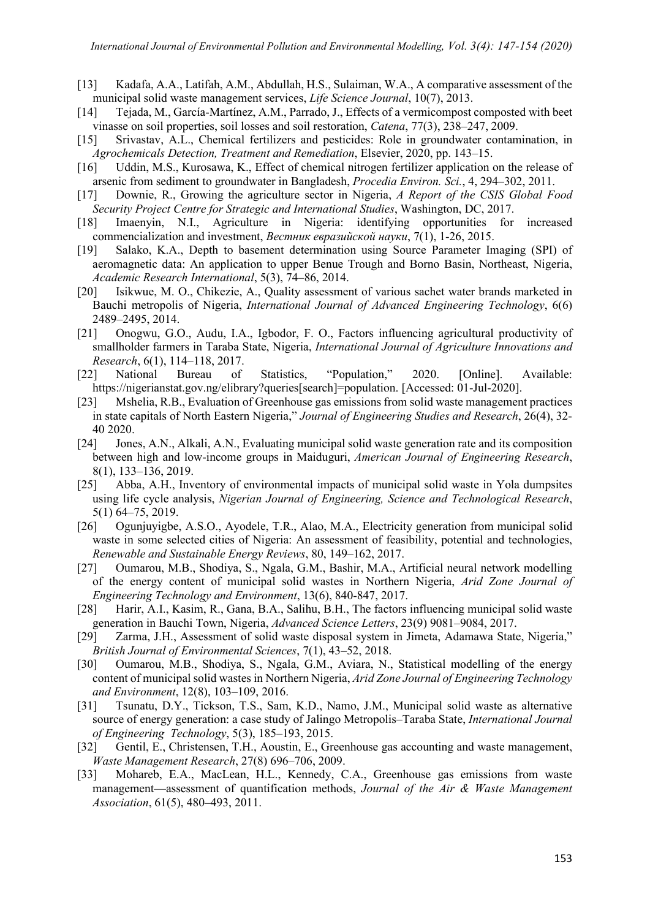[13] Kadafa, A.A., Latifah, A.M., Abdullah, H.S., Sulaiman, W.A., A comparative assessment of the municipal solid waste management services, *Life Science Journal*, 10(7), 2013.

[14] Tejada, M., García-Martínez, A.M., Parrado, J., Effects of a vermicompost composted with beet vinasse on soil properties, soil losses and soil restoration, *Catena*, 77(3), 238–247, 2009.

[15] Srivastav, A.L., Chemical fertilizers and pesticides: Role in groundwater contamination, in *Agrochemicals Detection, Treatment and Remediation*, Elsevier, 2020, pp. 143–15.

[16] Uddin, M.S., Kurosawa, K., Effect of chemical nitrogen fertilizer application on the release of arsenic from sediment to groundwater in Bangladesh, *Procedia Environ. Sci.*, 4, 294–302, 2011.

[17] Downie, R., Growing the agriculture sector in Nigeria, *A Report of the CSIS Global Food Security Project Centre for Strategic and International Studies*, Washington, DC, 2017.

[18] Imaenyin, N.I., Agriculture in Nigeria: identifying opportunities for increased commencialization and investment, *Вестник евразийской науки*, 7(1), 1-26, 2015.

[19] Salako, K.A., Depth to basement determination using Source Parameter Imaging (SPI) of aeromagnetic data: An application to upper Benue Trough and Borno Basin, Northeast, Nigeria, *Academic Research International*, 5(3), 74–86, 2014.

[20] Isikwue, M. O., Chikezie, A., Quality assessment of various sachet water brands marketed in Bauchi metropolis of Nigeria, *International Journal of Advanced Engineering Technology*, 6(6) 2489–2495, 2014.

[21] Onogwu, G.O., Audu, I.A., Igbodor, F. O., Factors influencing agricultural productivity of smallholder farmers in Taraba State, Nigeria, *International Journal of Agriculture Innovations and Research*, 6(1), 114–118, 2017.

[22] National Bureau of Statistics, "Population," 2020. [Online]. Available: https://nigerianstat.gov.ng/elibrary?queries[search]=population. [Accessed: 01-Jul-2020].

[23] Mshelia, R.B., Evaluation of Greenhouse gas emissions from solid waste management practices in state capitals of North Eastern Nigeria," *Journal of Engineering Studies and Research*, 26(4), 32-40 2020.

[24] Jones, A.N., Alkali, A.N., Evaluating municipal solid waste generation rate and its composition between high and low-income groups in Maiduguri, *American Journal of Engineering Research*, 8(1), 133–136, 2019.

[25] Abba, A.H., Inventory of environmental impacts of municipal solid waste in Yola dumpsites using life cycle analysis, *Nigerian Journal of Engineering, Science and Technological Research*, 5(1) 64–75, 2019.

[26] Ogunjuyigbe, A.S.O., Ayodele, T.R., Alao, M.A., Electricity generation from municipal solid waste in some selected cities of Nigeria: An assessment of feasibility, potential and technologies, *Renewable and Sustainable Energy Reviews*, 80, 149–162, 2017.

[27] Oumarou, M.B., Shodiya, S., Ngala, G.M., Bashir, M.A., Artificial neural network modelling of the energy content of municipal solid wastes in Northern Nigeria, *Arid Zone Journal of Engineering Technology and Environment*, 13(6), 840-847, 2017.

[28] Harir, A.I., Kasim, R., Gana, B.A., Salihu, B.H., The factors influencing municipal solid waste generation in Bauchi Town, Nigeria, *Advanced Science Letters*, 23(9) 9081–9084, 2017.

[29] Zarma, J.H., Assessment of solid waste disposal system in Jimeta, Adamawa State, Nigeria," *British Journal of Environmental Sciences*, 7(1), 43–52, 2018.

[30] Oumarou, M.B., Shodiya, S., Ngala, G.M., Aviara, N., Statistical modelling of the energy content of municipal solid wastes in Northern Nigeria, *Arid Zone Journal of Engineering Technology and Environment*, 12(8), 103–109, 2016.

[31] Tsunatu, D.Y., Tickson, T.S., Sam, K.D., Namo, J.M., Municipal solid waste as alternative source of energy generation: a case study of Jalingo Metropolis–Taraba State, *International Journal of Engineering Technology*, 5(3), 185–193, 2015.

[32] Gentil, E., Christensen, T.H., Aoustin, E., Greenhouse gas accounting and waste management, *Waste Management Research*, 27(8) 696–706, 2009.

[33] Mohareb, E.A., MacLean, H.L., Kennedy, C.A., Greenhouse gas emissions from waste management—assessment of quantification methods, *Journal of the Air & Waste Management Association*, 61(5), 480–493, 2011.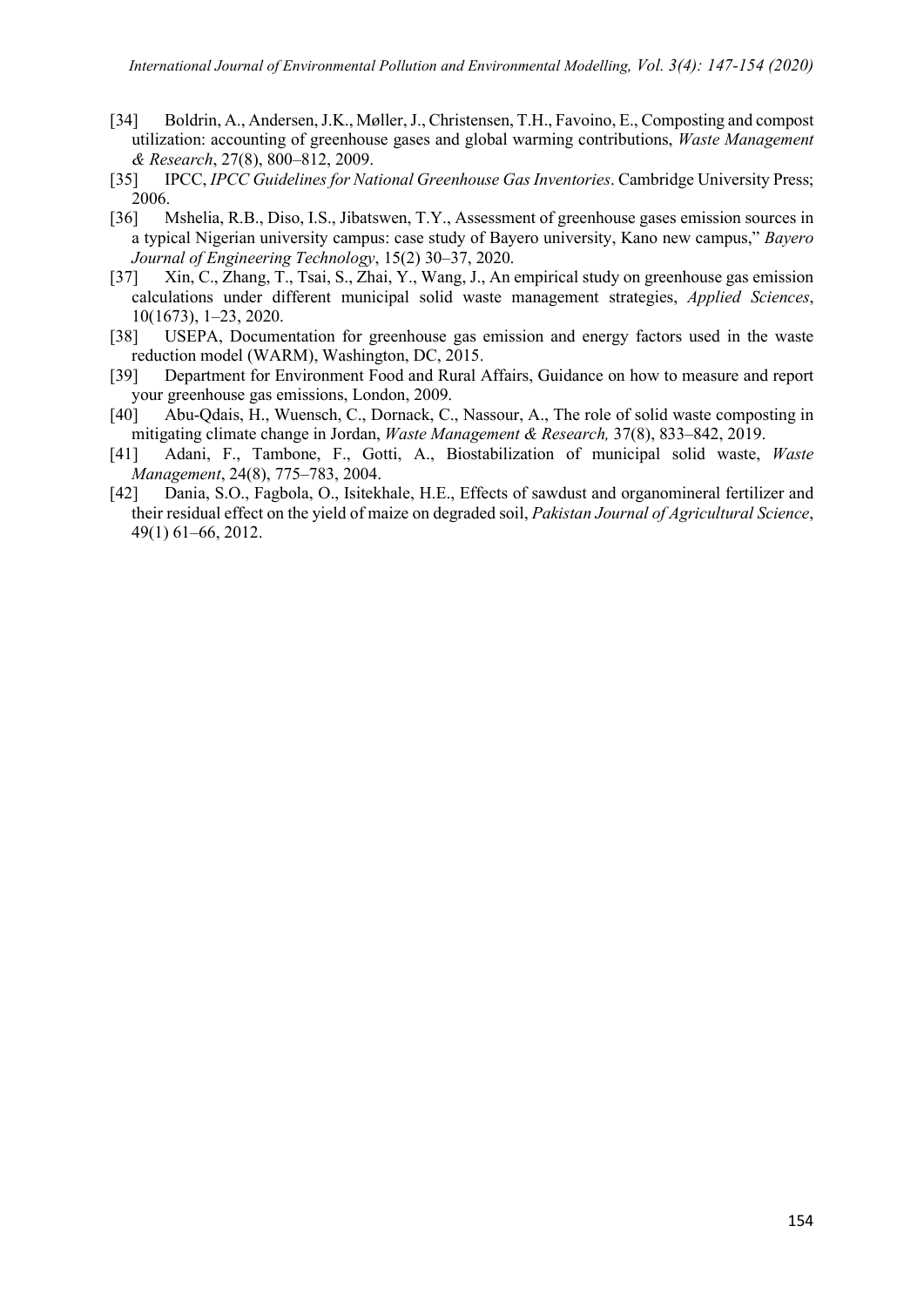[34] Boldrin, A., Andersen, J.K., Møller, J., Christensen, T.H., Favoino, E., Composting and compost utilization: accounting of greenhouse gases and global warming contributions, *Waste Management & Research*, 27(8), 800–812, 2009.

[35] IPCC, *IPCC Guidelines for National Greenhouse Gas Inventories*. Cambridge University Press; 2006.

[36] Mshelia, R.B., Diso, I.S., Jibatswen, T.Y., Assessment of greenhouse gases emission sources in a typical Nigerian university campus: case study of Bayero university, Kano new campus," *Bayero Journal of Engineering Technology*, 15(2) 30–37, 2020.

[37] Xin, C., Zhang, T., Tsai, S., Zhai, Y., Wang, J., An empirical study on greenhouse gas emission calculations under different municipal solid waste management strategies, *Applied Sciences*, 10(1673), 1–23, 2020.

[38] USEPA, Documentation for greenhouse gas emission and energy factors used in the waste reduction model (WARM), Washington, DC, 2015.

[39] Department for Environment Food and Rural Affairs, Guidance on how to measure and report your greenhouse gas emissions, London, 2009.

[40] Abu-Qdais, H., Wuensch, C., Dornack, C., Nassour, A., The role of solid waste composting in mitigating climate change in Jordan, *Waste Management & Research,* 37(8), 833–842, 2019.

[41] Adani, F., Tambone, F., Gotti, A., Biostabilization of municipal solid waste, *Waste Management*, 24(8), 775–783, 2004.

[42] Dania, S.O., Fagbola, O., Isitekhale, H.E., Effects of sawdust and organomineral fertilizer and their residual effect on the yield of maize on degraded soil, *Pakistan Journal of Agricultural Science*, 49(1) 61–66, 2012.